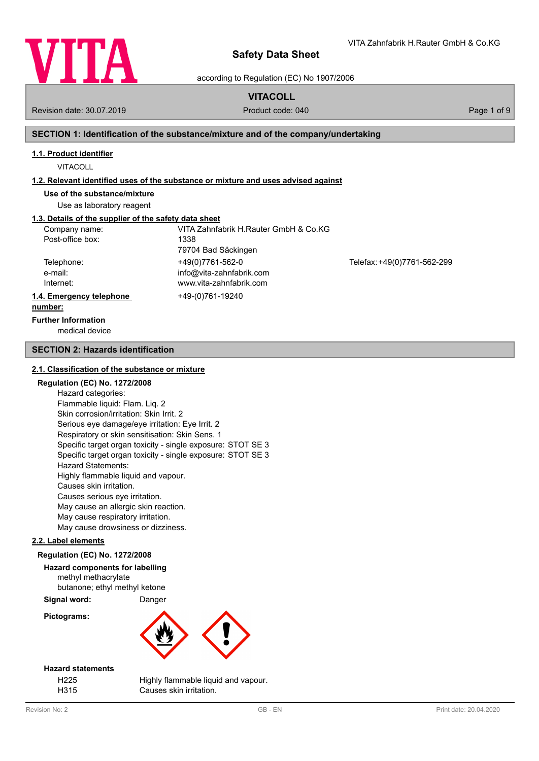# Safety Data Sheet

according to Regulation (EC) No 1907/2006

VITA Zahnfabrik H.Rauter GmbH & Co.KG

**VITACOLL**

Revision date: 30.07.2019 | Product code: 040

## SECTION 1: Identification of the substance/mixture and of the company/undertaking

### 1.1. Product identifier

VITACOLL

### 1.2. Relevant identified uses of the substance or mixture and uses advised against

**Use of the substance/mixture**

Use as laboratory reagent

### 1.3. Details of the supplier of the safety data sheet

| | | |
|---|---|---|
| Company name: | VITA Zahnfabrik H.Rauter GmbH & Co.KG | |
| Post-office box: | 1338<br>79704 Bad Säckingen | |
| Telephone: | +49(0)7761-562-0 | Telefax: +49(0)7761-562-299 |
| e-mail: | info@vita-zahnfabrik.com | |
| Internet: | www.vita-zahnfabrik.com | |

### 1.4. Emergency telephone number:

+49-(0)761-19240

**Further Information**

medical device

## SECTION 2: Hazards identification

### 2.1. Classification of the substance or mixture

**Regulation (EC) No. 1272/2008**

Hazard categories:
Flammable liquid: Flam. Liq. 2
Skin corrosion/irritation: Skin Irrit. 2
Serious eye damage/eye irritation: Eye Irrit. 2
Respiratory or skin sensitisation: Skin Sens. 1
Specific target organ toxicity - single exposure: STOT SE 3
Specific target organ toxicity - single exposure: STOT SE 3
Hazard Statements:
Highly flammable liquid and vapour.
Causes skin irritation.
Causes serious eye irritation.
May cause an allergic skin reaction.
May cause respiratory irritation.
May cause drowsiness or dizziness.

### 2.2. Label elements

**Regulation (EC) No. 1272/2008**

**Hazard components for labelling**

methyl methacrylate
butanone; ethyl methyl ketone

**Signal word:** Danger

**Pictograms:**

**Hazard statements**

| | |
|---|---|
| H225 | Highly flammable liquid and vapour. |
| H315 | Causes skin irritation. |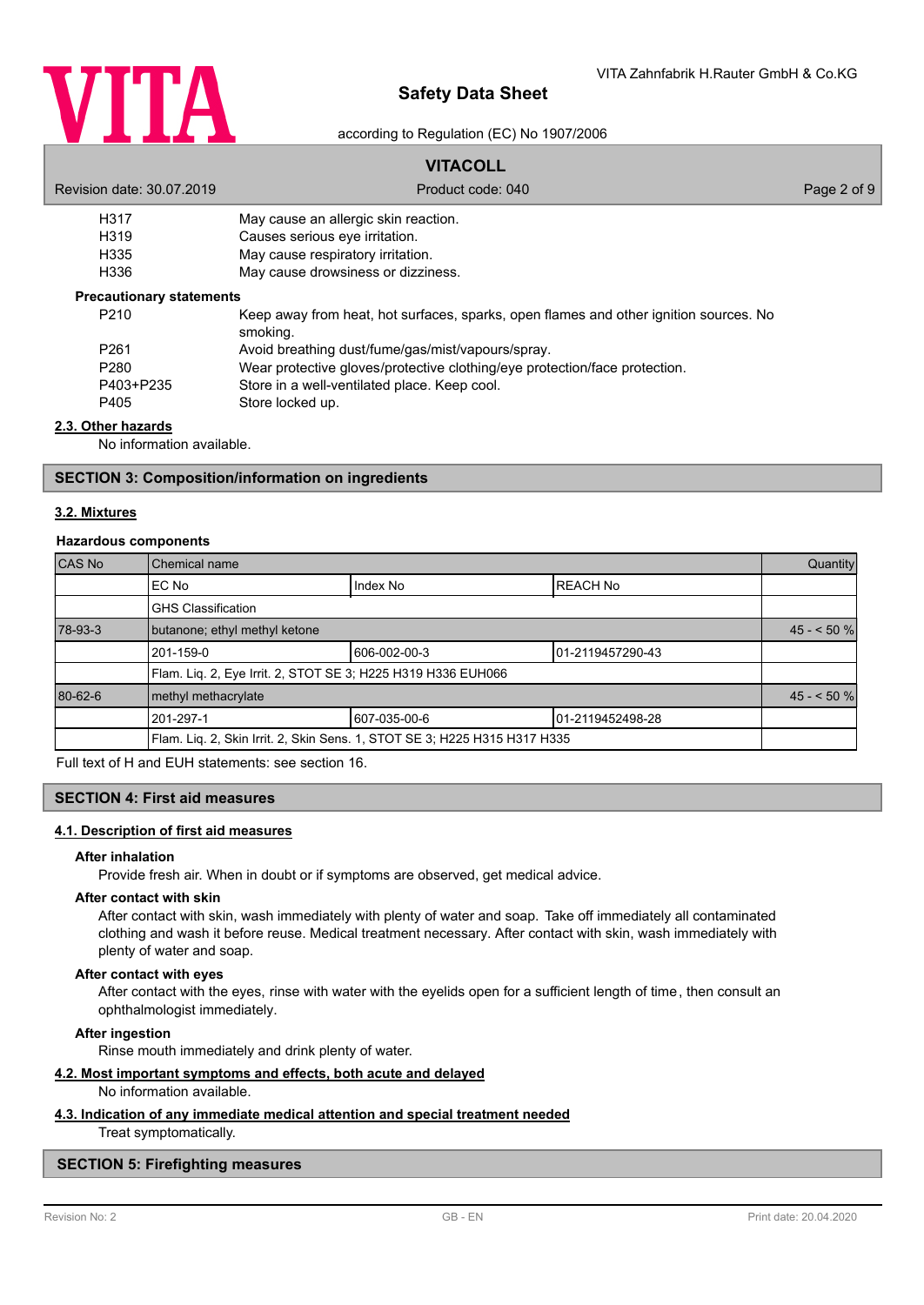| | |
|---|---|
| H317 | May cause an allergic skin reaction. |
| H319 | Causes serious eye irritation. |
| H335 | May cause respiratory irritation. |
| H336 | May cause drowsiness or dizziness. |

**Precautionary statements**

| | |
|---|---|
| P210 | Keep away from heat, hot surfaces, sparks, open flames and other ignition sources. No smoking. |
| P261 | Avoid breathing dust/fume/gas/mist/vapours/spray. |
| P280 | Wear protective gloves/protective clothing/eye protection/face protection. |
| P403+P235 | Store in a well-ventilated place. Keep cool. |
| P405 | Store locked up. |

### 2.3. Other hazards

No information available.

## SECTION 3: Composition/information on ingredients

### 3.2. Mixtures

**Hazardous components**

| CAS No | Chemical name | | | Quantity |
|---|---|---|---|---|
| | EC No | Index No | REACH No | |
| | GHS Classification | | | |
| 78-93-3 | butanone; ethyl methyl ketone | | | 45 - < 50 % |
| | 201-159-0 | 606-002-00-3 | 01-2119457290-43 | |
| | Flam. Liq. 2, Eye Irrit. 2, STOT SE 3; H225 H319 H336 EUH066 | | | |
| 80-62-6 | methyl methacrylate | | | 45 - < 50 % |
| | 201-297-1 | 607-035-00-6 | 01-2119452498-28 | |
| | Flam. Liq. 2, Skin Irrit. 2, Skin Sens. 1, STOT SE 3; H225 H315 H317 H335 | | | |

Full text of H and EUH statements: see section 16.

## SECTION 4: First aid measures

### 4.1. Description of first aid measures

**After inhalation**

Provide fresh air. When in doubt or if symptoms are observed, get medical advice.

**After contact with skin**

After contact with skin, wash immediately with plenty of water and soap. Take off immediately all contaminated clothing and wash it before reuse. Medical treatment necessary. After contact with skin, wash immediately with plenty of water and soap.

**After contact with eyes**

After contact with the eyes, rinse with water with the eyelids open for a sufficient length of time, then consult an ophthalmologist immediately.

**After ingestion**

Rinse mouth immediately and drink plenty of water.

### 4.2. Most important symptoms and effects, both acute and delayed

No information available.

### 4.3. Indication of any immediate medical attention and special treatment needed

Treat symptomatically.

## SECTION 5: Firefighting measures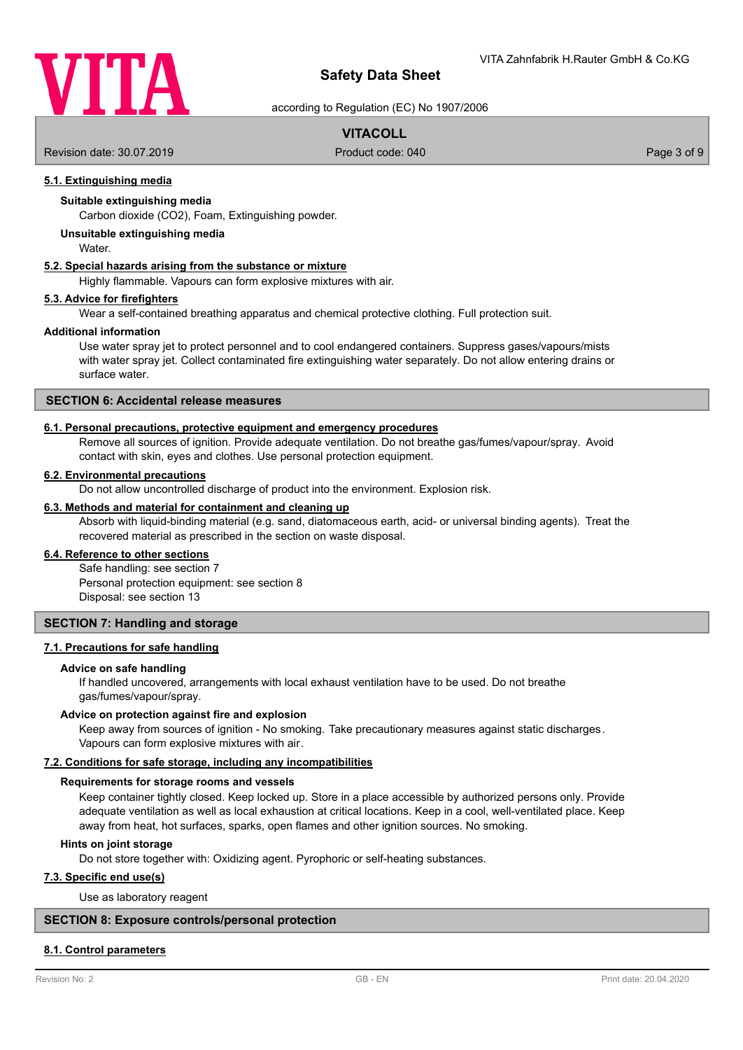### 5.1. Extinguishing media

**Suitable extinguishing media**

Carbon dioxide ($CO_2$), Foam, Extinguishing powder.

**Unsuitable extinguishing media**

Water.

### 5.2. Special hazards arising from the substance or mixture

Highly flammable. Vapours can form explosive mixtures with air.

### 5.3. Advice for firefighters

Wear a self-contained breathing apparatus and chemical protective clothing. Full protection suit.

**Additional information**

Use water spray jet to protect personnel and to cool endangered containers. Suppress gases/vapours/mists with water spray jet. Collect contaminated fire extinguishing water separately. Do not allow entering drains or surface water.

## SECTION 6: Accidental release measures

### 6.1. Personal precautions, protective equipment and emergency procedures

Remove all sources of ignition. Provide adequate ventilation. Do not breathe gas/fumes/vapour/spray. Avoid contact with skin, eyes and clothes. Use personal protection equipment.

### 6.2. Environmental precautions

Do not allow uncontrolled discharge of product into the environment. Explosion risk.

### 6.3. Methods and material for containment and cleaning up

Absorb with liquid-binding material (e.g. sand, diatomaceous earth, acid- or universal binding agents). Treat the recovered material as prescribed in the section on waste disposal.

### 6.4. Reference to other sections

Safe handling: see section 7
Personal protection equipment: see section 8
Disposal: see section 13

## SECTION 7: Handling and storage

### 7.1. Precautions for safe handling

**Advice on safe handling**

If handled uncovered, arrangements with local exhaust ventilation have to be used. Do not breathe gas/fumes/vapour/spray.

**Advice on protection against fire and explosion**

Keep away from sources of ignition - No smoking. Take precautionary measures against static discharges. Vapours can form explosive mixtures with air.

### 7.2. Conditions for safe storage, including any incompatibilities

**Requirements for storage rooms and vessels**

Keep container tightly closed. Keep locked up. Store in a place accessible by authorized persons only. Provide adequate ventilation as well as local exhaustion at critical locations. Keep in a cool, well-ventilated place. Keep away from heat, hot surfaces, sparks, open flames and other ignition sources. No smoking.

**Hints on joint storage**

Do not store together with: Oxidizing agent. Pyrophoric or self-heating substances.

### 7.3. Specific end use(s)

Use as laboratory reagent

## SECTION 8: Exposure controls/personal protection

### 8.1. Control parameters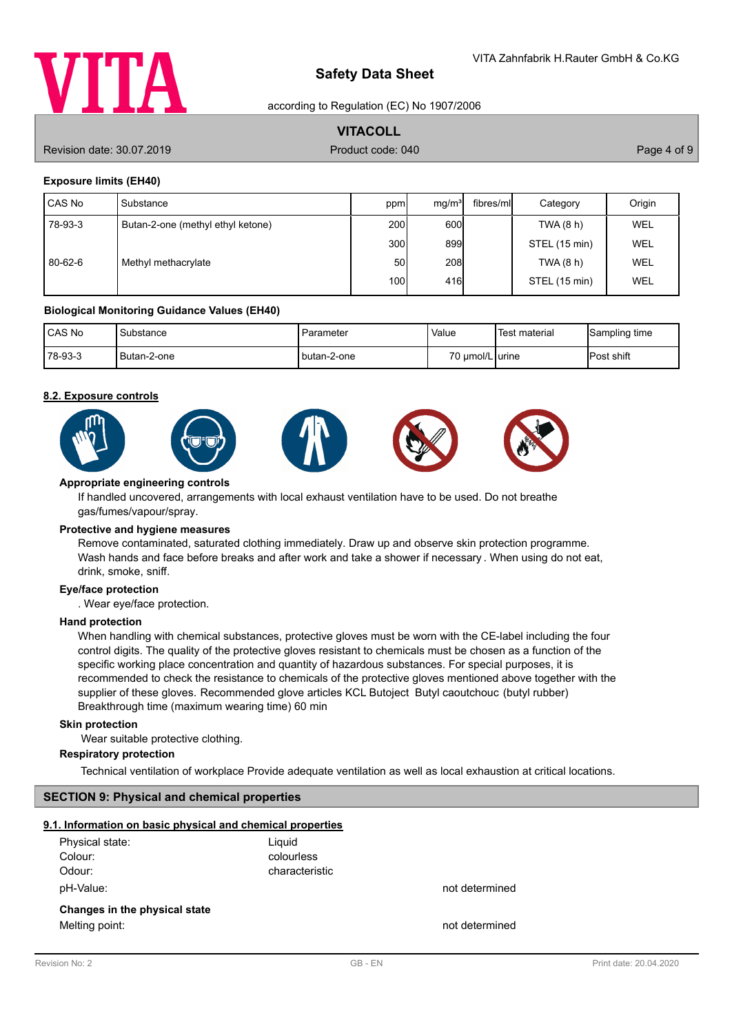### Exposure limits (EH40)

| CAS No | Substance | ppm | mg/m³ | fibres/ml | Category | Origin |
|---|---|---|---|---|---|---|
| 78-93-3 | Butan-2-one (methyl ethyl ketone) | 200 | 600 | | TWA (8 h) | WEL |
| | | 300 | 899 | | STEL (15 min) | WEL |
| 80-62-6 | Methyl methacrylate | 50 | 208 | | TWA (8 h) | WEL |
| | | 100 | 416 | | STEL (15 min) | WEL |

### Biological Monitoring Guidance Values (EH40)

| CAS No | Substance | Parameter | Value | Test material | Sampling time |
|---|---|---|---|---|---|
| 78-93-3 | Butan-2-one | butan-2-one | 70 µmol/L | urine | Post shift |

## 8.2. Exposure controls

**Appropriate engineering controls**

If handled uncovered, arrangements with local exhaust ventilation have to be used. Do not breathe gas/fumes/vapour/spray.

**Protective and hygiene measures**

Remove contaminated, saturated clothing immediately. Draw up and observe skin protection programme. Wash hands and face before breaks and after work and take a shower if necessary . When using do not eat, drink, smoke, sniff.

**Eye/face protection**

. Wear eye/face protection.

**Hand protection**

When handling with chemical substances, protective gloves must be worn with the CE-label including the four control digits. The quality of the protective gloves resistant to chemicals must be chosen as a function of the specific working place concentration and quantity of hazardous substances. For special purposes, it is recommended to check the resistance to chemicals of the protective gloves mentioned above together with the supplier of these gloves. Recommended glove articles KCL Butoject Butyl caoutchouc (butyl rubber) Breakthrough time (maximum wearing time) 60 min

**Skin protection**

Wear suitable protective clothing.

**Respiratory protection**

Technical ventilation of workplace Provide adequate ventilation as well as local exhaustion at critical locations.

# SECTION 9: Physical and chemical properties

## 9.1. Information on basic physical and chemical properties

| | | |
|---|---|---|
| Physical state: | Liquid | |
| Colour: | colourless | |
| Odour: | characteristic | |
| pH-Value: | | not determined |

**Changes in the physical state**

| | |
|---|---|
| Melting point: | not determined |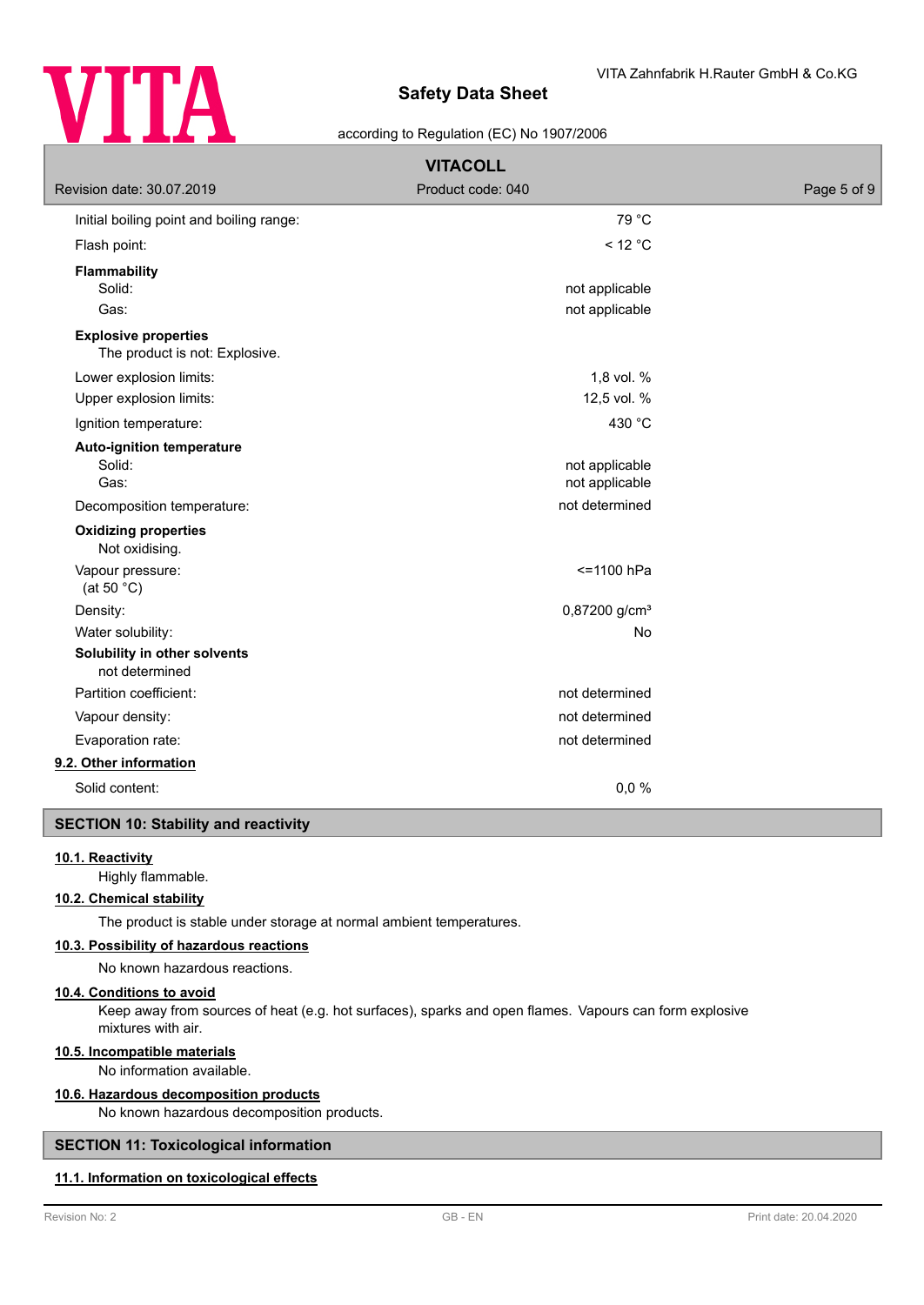| Property | Value |
| --- | --- |
| Initial boiling point and boiling range: | 79 °C |
| Flash point: | < 12 °C |

**Flammability**

| | |
| --- | --- |
| Solid: | not applicable |
| Gas: | not applicable |

**Explosive properties**

The product is not: Explosive.

| | |
| --- | --- |
| Lower explosion limits: | 1,8 vol. % |
| Upper explosion limits: | 12,5 vol. % |
| Ignition temperature: | 430 °C |

**Auto-ignition temperature**

| | |
| --- | --- |
| Solid: | not applicable |
| Gas: | not applicable |
| Decomposition temperature: | not determined |

**Oxidizing properties**

Not oxidising.

| | |
| --- | --- |
| Vapour pressure: (at 50 °C) | <=1100 hPa |
| Density: | 0,87200 g/cm³ |
| Water solubility: | No |

**Solubility in other solvents**

not determined

| | |
| --- | --- |
| Partition coefficient: | not determined |
| Vapour density: | not determined |
| Evaporation rate: | not determined |

### 9.2. Other information

| | |
| --- | --- |
| Solid content: | 0,0 % |

## SECTION 10: Stability and reactivity

### 10.1. Reactivity

Highly flammable.

### 10.2. Chemical stability

The product is stable under storage at normal ambient temperatures.

### 10.3. Possibility of hazardous reactions

No known hazardous reactions.

### 10.4. Conditions to avoid

Keep away from sources of heat (e.g. hot surfaces), sparks and open flames. Vapours can form explosive mixtures with air.

### 10.5. Incompatible materials

No information available.

### 10.6. Hazardous decomposition products

No known hazardous decomposition products.

## SECTION 11: Toxicological information

### 11.1. Information on toxicological effects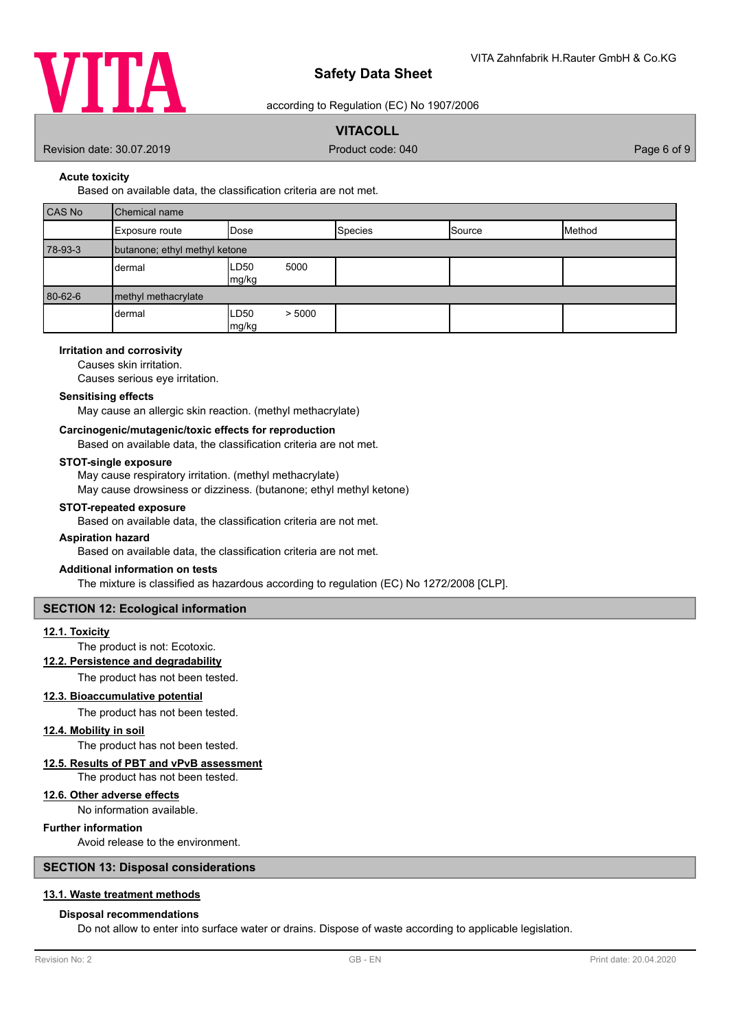### Acute toxicity

Based on available data, the classification criteria are not met.

| CAS No | Chemical name | | | | |
|---|---|---|---|---|---|
| | Exposure route | Dose | Species | Source | Method |
| 78-93-3 | butanone; ethyl methyl ketone | | | | |
| | dermal | LD50 5000 mg/kg | | | |
| 80-62-6 | methyl methacrylate | | | | |
| | dermal | LD50 > 5000 mg/kg | | | |

### Irritation and corrosivity

Causes skin irritation.
Causes serious eye irritation.

### Sensitising effects

May cause an allergic skin reaction. (methyl methacrylate)

### Carcinogenic/mutagenic/toxic effects for reproduction

Based on available data, the classification criteria are not met.

### STOT-single exposure

May cause respiratory irritation. (methyl methacrylate)
May cause drowsiness or dizziness. (butanone; ethyl methyl ketone)

### STOT-repeated exposure

Based on available data, the classification criteria are not met.

### Aspiration hazard

Based on available data, the classification criteria are not met.

### Additional information on tests

The mixture is classified as hazardous according to regulation (EC) No 1272/2008 [CLP].

## SECTION 12: Ecological information

### 12.1. Toxicity

The product is not: Ecotoxic.

### 12.2. Persistence and degradability

The product has not been tested.

### 12.3. Bioaccumulative potential

The product has not been tested.

### 12.4. Mobility in soil

The product has not been tested.

### 12.5. Results of PBT and vPvB assessment

The product has not been tested.

### 12.6. Other adverse effects

No information available.

### Further information

Avoid release to the environment.

## SECTION 13: Disposal considerations

### 13.1. Waste treatment methods

#### Disposal recommendations

Do not allow to enter into surface water or drains. Dispose of waste according to applicable legislation.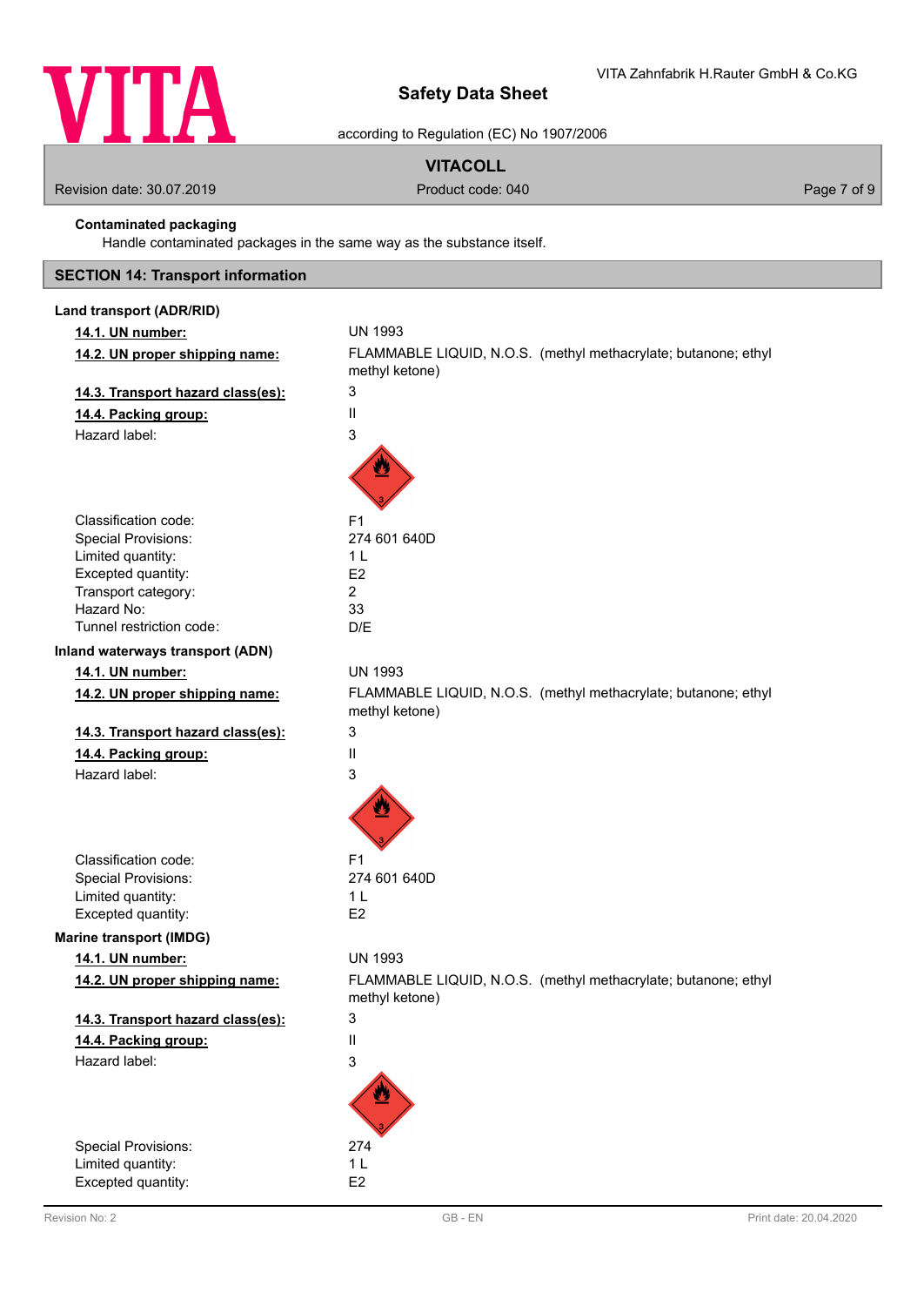**Contaminated packaging**

Handle contaminated packages in the same way as the substance itself.

## SECTION 14: Transport information

**Land transport (ADR/RID)**

| | |
|---|---|
| **14.1. UN number:** | UN 1993 |
| **14.2. UN proper shipping name:** | FLAMMABLE LIQUID, N.O.S. (methyl methacrylate; butanone; ethyl methyl ketone) |
| **14.3. Transport hazard class(es):** | 3 |
| **14.4. Packing group:** | II |
| Hazard label: | 3 |
| Classification code: | F1 |
| Special Provisions: | 274 601 640D |
| Limited quantity: | 1 L |
| Excepted quantity: | E2 |
| Transport category: | 2 |
| Hazard No: | 33 |
| Tunnel restriction code: | D/E |

**Inland waterways transport (ADN)**

| | |
|---|---|
| **14.1. UN number:** | UN 1993 |
| **14.2. UN proper shipping name:** | FLAMMABLE LIQUID, N.O.S. (methyl methacrylate; butanone; ethyl methyl ketone) |
| **14.3. Transport hazard class(es):** | 3 |
| **14.4. Packing group:** | II |
| Hazard label: | 3 |
| Classification code: | F1 |
| Special Provisions: | 274 601 640D |
| Limited quantity: | 1 L |
| Excepted quantity: | E2 |

**Marine transport (IMDG)**

| | |
|---|---|
| **14.1. UN number:** | UN 1993 |
| **14.2. UN proper shipping name:** | FLAMMABLE LIQUID, N.O.S. (methyl methacrylate; butanone; ethyl methyl ketone) |
| **14.3. Transport hazard class(es):** | 3 |
| **14.4. Packing group:** | II |
| Hazard label: | 3 |
| Special Provisions: | 274 |
| Limited quantity: | 1 L |
| Excepted quantity: | E2 |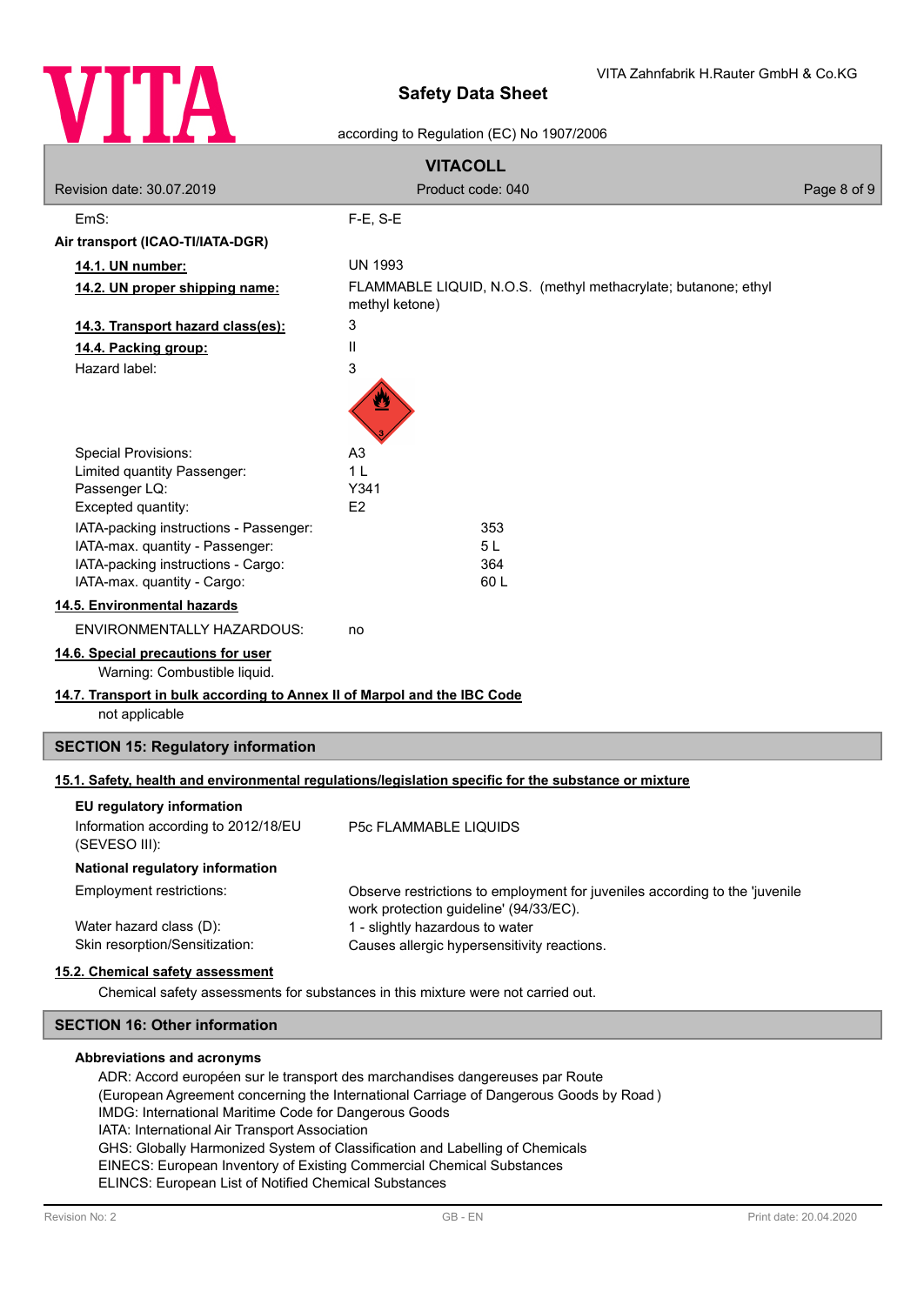EmS: F-E, S-E

**Air transport (ICAO-TI/IATA-DGR)**

| | |
|---|---|
| **14.1. UN number:** | UN 1993 |
| **14.2. UN proper shipping name:** | FLAMMABLE LIQUID, N.O.S. (methyl methacrylate; butanone; ethyl methyl ketone) |
| **14.3. Transport hazard class(es):** | 3 |
| **14.4. Packing group:** | II |
| Hazard label: | 3 |
| Special Provisions: | A3 |
| Limited quantity Passenger: | 1 L |
| Passenger LQ: | Y341 |
| Excepted quantity: | E2 |
| IATA-packing instructions - Passenger: | 353 |
| IATA-max. quantity - Passenger: | 5 L |
| IATA-packing instructions - Cargo: | 364 |
| IATA-max. quantity - Cargo: | 60 L |

**14.5. Environmental hazards**

ENVIRONMENTALLY HAZARDOUS: no

**14.6. Special precautions for user**

Warning: Combustible liquid.

**14.7. Transport in bulk according to Annex II of Marpol and the IBC Code**

not applicable

## SECTION 15: Regulatory information

**15.1. Safety, health and environmental regulations/legislation specific for the substance or mixture**

**EU regulatory information**

Information according to 2012/18/EU (SEVESO III): P5c FLAMMABLE LIQUIDS

**National regulatory information**

| | |
|---|---|
| Employment restrictions: | Observe restrictions to employment for juveniles according to the 'juvenile work protection guideline' (94/33/EC). |
| Water hazard class (D): | 1 - slightly hazardous to water |
| Skin resorption/Sensitization: | Causes allergic hypersensitivity reactions. |

**15.2. Chemical safety assessment**

Chemical safety assessments for substances in this mixture were not carried out.

## SECTION 16: Other information

**Abbreviations and acronyms**

ADR: Accord européen sur le transport des marchandises dangereuses par Route
(European Agreement concerning the International Carriage of Dangerous Goods by Road )
IMDG: International Maritime Code for Dangerous Goods
IATA: International Air Transport Association
GHS: Globally Harmonized System of Classification and Labelling of Chemicals
EINECS: European Inventory of Existing Commercial Chemical Substances
ELINCS: European List of Notified Chemical Substances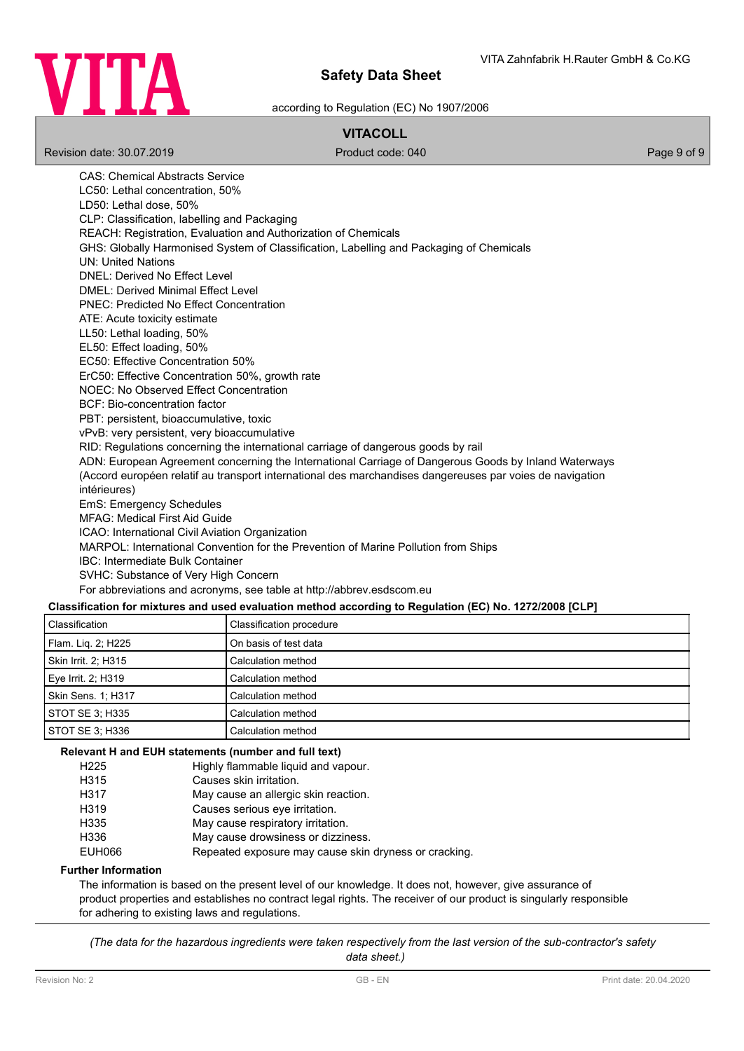CAS: Chemical Abstracts Service
LC50: Lethal concentration, 50%
LD50: Lethal dose, 50%
CLP: Classification, labelling and Packaging
REACH: Registration, Evaluation and Authorization of Chemicals
GHS: Globally Harmonised System of Classification, Labelling and Packaging of Chemicals
UN: United Nations
DNEL: Derived No Effect Level
DMEL: Derived Minimal Effect Level
PNEC: Predicted No Effect Concentration
ATE: Acute toxicity estimate
LL50: Lethal loading, 50%
EL50: Effect loading, 50%
EC50: Effective Concentration 50%
ErC50: Effective Concentration 50%, growth rate
NOEC: No Observed Effect Concentration
BCF: Bio-concentration factor
PBT: persistent, bioaccumulative, toxic
vPvB: very persistent, very bioaccumulative
RID: Regulations concerning the international carriage of dangerous goods by rail
ADN: European Agreement concerning the International Carriage of Dangerous Goods by Inland Waterways (Accord européen relatif au transport international des marchandises dangereuses par voies de navigation intérieures)
EmS: Emergency Schedules
MFAG: Medical First Aid Guide
ICAO: International Civil Aviation Organization
MARPOL: International Convention for the Prevention of Marine Pollution from Ships
IBC: Intermediate Bulk Container
SVHC: Substance of Very High Concern
For abbreviations and acronyms, see table at http://abbrev.esdscom.eu

**Classification for mixtures and used evaluation method according to Regulation (EC) No. 1272/2008 [CLP]**

| Classification | Classification procedure |
|---|---|
| Flam. Liq. 2; H225 | On basis of test data |
| Skin Irrit. 2; H315 | Calculation method |
| Eye Irrit. 2; H319 | Calculation method |
| Skin Sens. 1; H317 | Calculation method |
| STOT SE 3; H335 | Calculation method |
| STOT SE 3; H336 | Calculation method |

**Relevant H and EUH statements (number and full text)**

| | |
|---|---|
| H225 | Highly flammable liquid and vapour. |
| H315 | Causes skin irritation. |
| H317 | May cause an allergic skin reaction. |
| H319 | Causes serious eye irritation. |
| H335 | May cause respiratory irritation. |
| H336 | May cause drowsiness or dizziness. |
| EUH066 | Repeated exposure may cause skin dryness or cracking. |

**Further Information**

The information is based on the present level of our knowledge. It does not, however, give assurance of product properties and establishes no contract legal rights. The receiver of our product is singularly responsible for adhering to existing laws and regulations.

*(The data for the hazardous ingredients were taken respectively from the last version of the sub-contractor's safety data sheet.)*